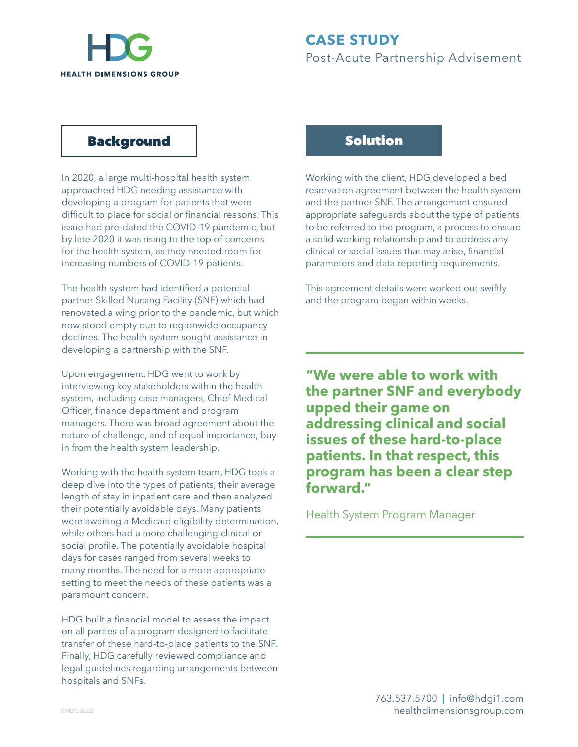HDG

HEALTH DIMENSIONS GROUP

# CASE STUDY

Post-Acute Partnership Advisement

## Background

In 2020, a large multi-hospital health system approached HDG needing assistance with developing a program for patients that were difficult to place for social or financial reasons. This issue had pre-dated the COVID-19 pandemic, but by late 2020 it was rising to the top of concerns for the health system, as they needed room for increasing numbers of COVID-19 patients.

The health system had identified a potential partner Skilled Nursing Facility (SNF) which had renovated a wing prior to the pandemic, but which now stood empty due to regionwide occupancy declines. The health system sought assistance in developing a partnership with the SNF.

Upon engagement, HDG went to work by interviewing key stakeholders within the health system, including case managers, Chief Medical Officer, finance department and program managers. There was broad agreement about the nature of challenge, and of equal importance, buy-in from the health system leadership.

Working with the health system team, HDG took a deep dive into the types of patients, their average length of stay in inpatient care and then analyzed their potentially avoidable days. Many patients were awaiting a Medicaid eligibility determination, while others had a more challenging clinical or social profile. The potentially avoidable hospital days for cases ranged from several weeks to many months. The need for a more appropriate setting to meet the needs of these patients was a paramount concern.

HDG built a financial model to assess the impact on all parties of a program designed to facilitate transfer of these hard-to-place patients to the SNF. Finally, HDG carefully reviewed compliance and legal guidelines regarding arrangements between hospitals and SNFs.

## Solution

Working with the client, HDG developed a bed reservation agreement between the health system and the partner SNF. The arrangement ensured appropriate safeguards about the type of patients to be referred to the program, a process to ensure a solid working relationship and to address any clinical or social issues that may arise, financial parameters and data reporting requirements.

This agreement details were worked out swiftly and the program began within weeks.

**"We were able to work with the partner SNF and everybody upped their game on addressing clinical and social issues of these hard-to-place patients. In that respect, this program has been a clear step forward."**

Health System Program Manager

©HDG 2022

763.537.5700 | info@hdgi1.com
healthdimensionsgroup.com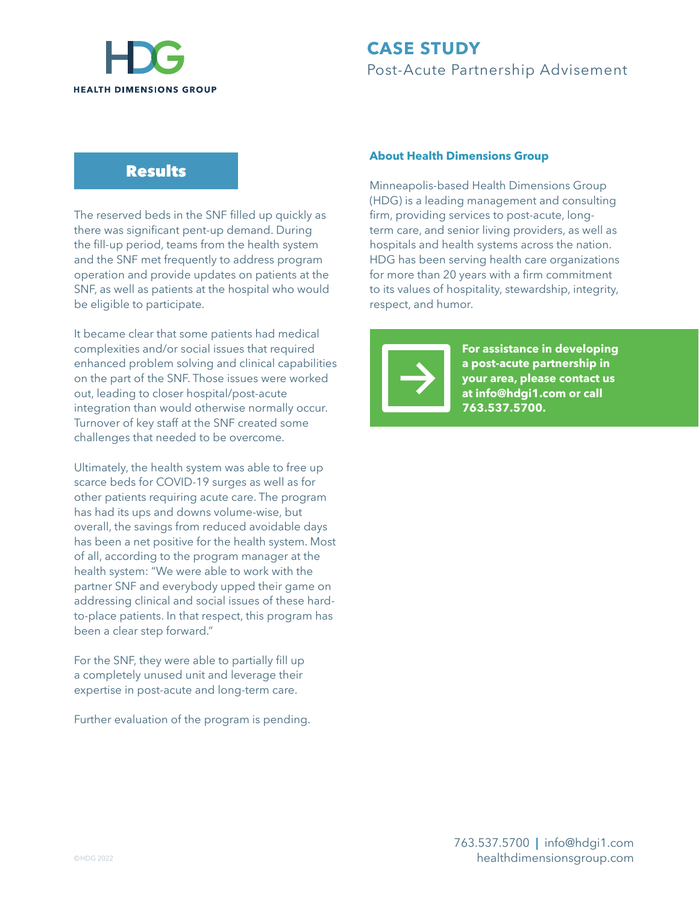## Results

The reserved beds in the SNF filled up quickly as there was significant pent-up demand. During the fill-up period, teams from the health system and the SNF met frequently to address program operation and provide updates on patients at the SNF, as well as patients at the hospital who would be eligible to participate.

It became clear that some patients had medical complexities and/or social issues that required enhanced problem solving and clinical capabilities on the part of the SNF. Those issues were worked out, leading to closer hospital/post-acute integration than would otherwise normally occur. Turnover of key staff at the SNF created some challenges that needed to be overcome.

Ultimately, the health system was able to free up scarce beds for COVID-19 surges as well as for other patients requiring acute care. The program has had its ups and downs volume-wise, but overall, the savings from reduced avoidable days has been a net positive for the health system. Most of all, according to the program manager at the health system: "We were able to work with the partner SNF and everybody upped their game on addressing clinical and social issues of these hard-to-place patients. In that respect, this program has been a clear step forward."

For the SNF, they were able to partially fill up a completely unused unit and leverage their expertise in post-acute and long-term care.

Further evaluation of the program is pending.

### About Health Dimensions Group

Minneapolis-based Health Dimensions Group (HDG) is a leading management and consulting firm, providing services to post-acute, long-term care, and senior living providers, as well as hospitals and health systems across the nation. HDG has been serving health care organizations for more than 20 years with a firm commitment to its values of hospitality, stewardship, integrity, respect, and humor.

**For assistance in developing a post-acute partnership in your area, please contact us at info@hdgi1.com or call 763.537.5700.**

763.537.5700 | info@hdgi1.com
healthdimensionsgroup.com

©HDG 2022